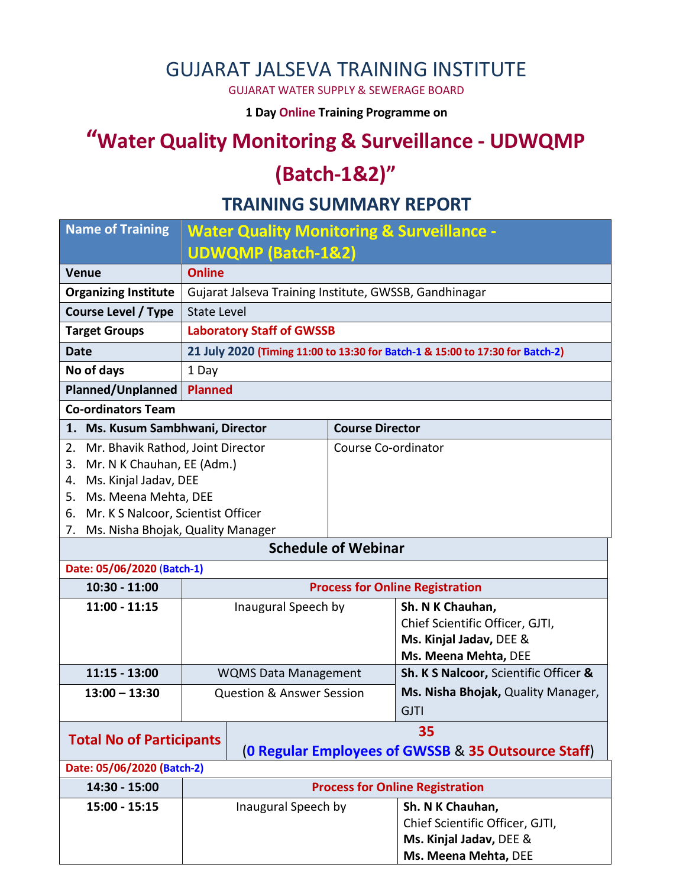# GUJARAT JALSEVA TRAINING INSTITUTE

GUJARAT WATER SUPPLY & SEWERAGE BOARD

**1 Day Online Training Programme on**

# "Water Quality Monitoring & Surveillance - UDWQMP (Batch-1&2)"

## TRAINING SUMMARY REPORT

| | |
|---|---|
| **Name of Training** | **Water Quality Monitoring & Surveillance - UDWQMP (Batch-1&2)** |
| **Venue** | **Online** |
| **Organizing Institute** | Gujarat Jalseva Training Institute, GWSSB, Gandhinagar |
| **Course Level / Type** | State Level |
| **Target Groups** | **Laboratory Staff of GWSSB** |
| **Date** | **21 July 2020 (Timing 11:00 to 13:30 for Batch-1 & 15:00 to 17:30 for Batch-2)** |
| **No of days** | 1 Day |
| **Planned/Unplanned** | **Planned** |

**Co-ordinators Team**

| | |
|---|---|
| **1. Ms. Kusum Sambhwani, Director** | **Course Director** |
| 2. Mr. Bhavik Rathod, Joint Director<br>3. Mr. N K Chauhan, EE (Adm.)<br>4. Ms. Kinjal Jadav, DEE<br>5. Ms. Meena Mehta, DEE<br>6. Mr. K S Nalcoor, Scientist Officer<br>7. Ms. Nisha Bhojak, Quality Manager | Course Co-ordinator |

### Schedule of Webinar

**Date: 05/06/2020 (Batch-1)**

| | | |
|---|---|---|
| **10:30 - 11:00** | **Process for Online Registration** | |
| **11:00 - 11:15** | Inaugural Speech by | **Sh. N K Chauhan,** Chief Scientific Officer, GJTI, **Ms. Kinjal Jadav,** DEE & **Ms. Meena Mehta,** DEE |
| **11:15 - 13:00** | WQMS Data Management | **Sh. K S Nalcoor,** Scientific Officer **& Ms. Nisha Bhojak,** Quality Manager, GJTI |
| **13:00 – 13:30** | Question & Answer Session | |

| | |
|---|---|
| **Total No of Participants** | **35** (**0 Regular Employees of GWSSB** & **35 Outsource Staff**) |

**Date: 05/06/2020 (Batch-2)**

| | | |
|---|---|---|
| **14:30 - 15:00** | **Process for Online Registration** | |
| **15:00 - 15:15** | Inaugural Speech by | **Sh. N K Chauhan,** Chief Scientific Officer, GJTI, **Ms. Kinjal Jadav,** DEE & **Ms. Meena Mehta,** DEE |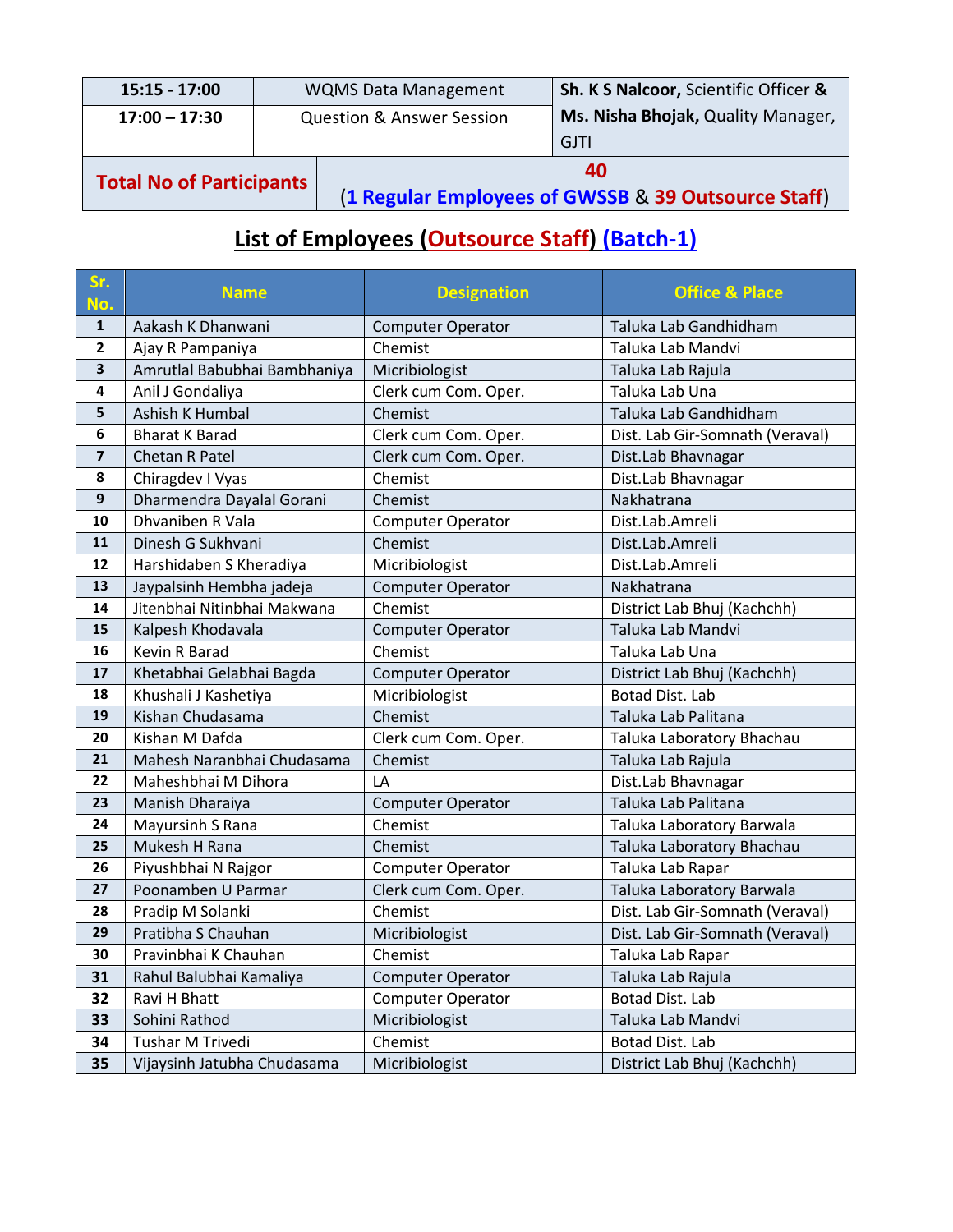| | | |
|---|---|---|
| **15:15 - 17:00** | WQMS Data Management | **Sh. K S Nalcoor,** Scientific Officer **&** **Ms. Nisha Bhojak,** Quality Manager, GJTI |
| **17:00 – 17:30** | Question & Answer Session | |

| | |
|---|---|
| **Total No of Participants** | **40** (**1 Regular Employees of GWSSB** & **39 Outsource Staff**) |

## List of Employees (Outsource Staff) (Batch-1)

| Sr. No. | Name | Designation | Office & Place |
|---|---|---|---|
| 1 | Aakash K Dhanwani | Computer Operator | Taluka Lab Gandhidham |
| 2 | Ajay R Pampaniya | Chemist | Taluka Lab Mandvi |
| 3 | Amrutlal Babubhai Bambhaniya | Micribiologist | Taluka Lab Rajula |
| 4 | Anil J Gondaliya | Clerk cum Com. Oper. | Taluka Lab Una |
| 5 | Ashish K Humbal | Chemist | Taluka Lab Gandhidham |
| 6 | Bharat K Barad | Clerk cum Com. Oper. | Dist. Lab Gir-Somnath (Veraval) |
| 7 | Chetan R Patel | Clerk cum Com. Oper. | Dist.Lab Bhavnagar |
| 8 | Chiragdev I Vyas | Chemist | Dist.Lab Bhavnagar |
| 9 | Dharmendra Dayalal Gorani | Chemist | Nakhatrana |
| 10 | Dhvaniben R Vala | Computer Operator | Dist.Lab.Amreli |
| 11 | Dinesh G Sukhvani | Chemist | Dist.Lab.Amreli |
| 12 | Harshidaben S Kheradiya | Micribiologist | Dist.Lab.Amreli |
| 13 | Jaypalsinh Hembha jadeja | Computer Operator | Nakhatrana |
| 14 | Jitenbhai Nitinbhai Makwana | Chemist | District Lab Bhuj (Kachchh) |
| 15 | Kalpesh Khodavala | Computer Operator | Taluka Lab Mandvi |
| 16 | Kevin R Barad | Chemist | Taluka Lab Una |
| 17 | Khetabhai Gelabhai Bagda | Computer Operator | District Lab Bhuj (Kachchh) |
| 18 | Khushali J Kashetiya | Micribiologist | Botad Dist. Lab |
| 19 | Kishan Chudasama | Chemist | Taluka Lab Palitana |
| 20 | Kishan M Dafda | Clerk cum Com. Oper. | Taluka Laboratory Bhachau |
| 21 | Mahesh Naranbhai Chudasama | Chemist | Taluka Lab Rajula |
| 22 | Maheshbhai M Dihora | LA | Dist.Lab Bhavnagar |
| 23 | Manish Dharaiya | Computer Operator | Taluka Lab Palitana |
| 24 | Mayursinh S Rana | Chemist | Taluka Laboratory Barwala |
| 25 | Mukesh H Rana | Chemist | Taluka Laboratory Bhachau |
| 26 | Piyushbhai N Rajgor | Computer Operator | Taluka Lab Rapar |
| 27 | Poonamben U Parmar | Clerk cum Com. Oper. | Taluka Laboratory Barwala |
| 28 | Pradip M Solanki | Chemist | Dist. Lab Gir-Somnath (Veraval) |
| 29 | Pratibha S Chauhan | Micribiologist | Dist. Lab Gir-Somnath (Veraval) |
| 30 | Pravinbhai K Chauhan | Chemist | Taluka Lab Rapar |
| 31 | Rahul Balubhai Kamaliya | Computer Operator | Taluka Lab Rajula |
| 32 | Ravi H Bhatt | Computer Operator | Botad Dist. Lab |
| 33 | Sohini Rathod | Micribiologist | Taluka Lab Mandvi |
| 34 | Tushar M Trivedi | Chemist | Botad Dist. Lab |
| 35 | Vijaysinh Jatubha Chudasama | Micribiologist | District Lab Bhuj (Kachchh) |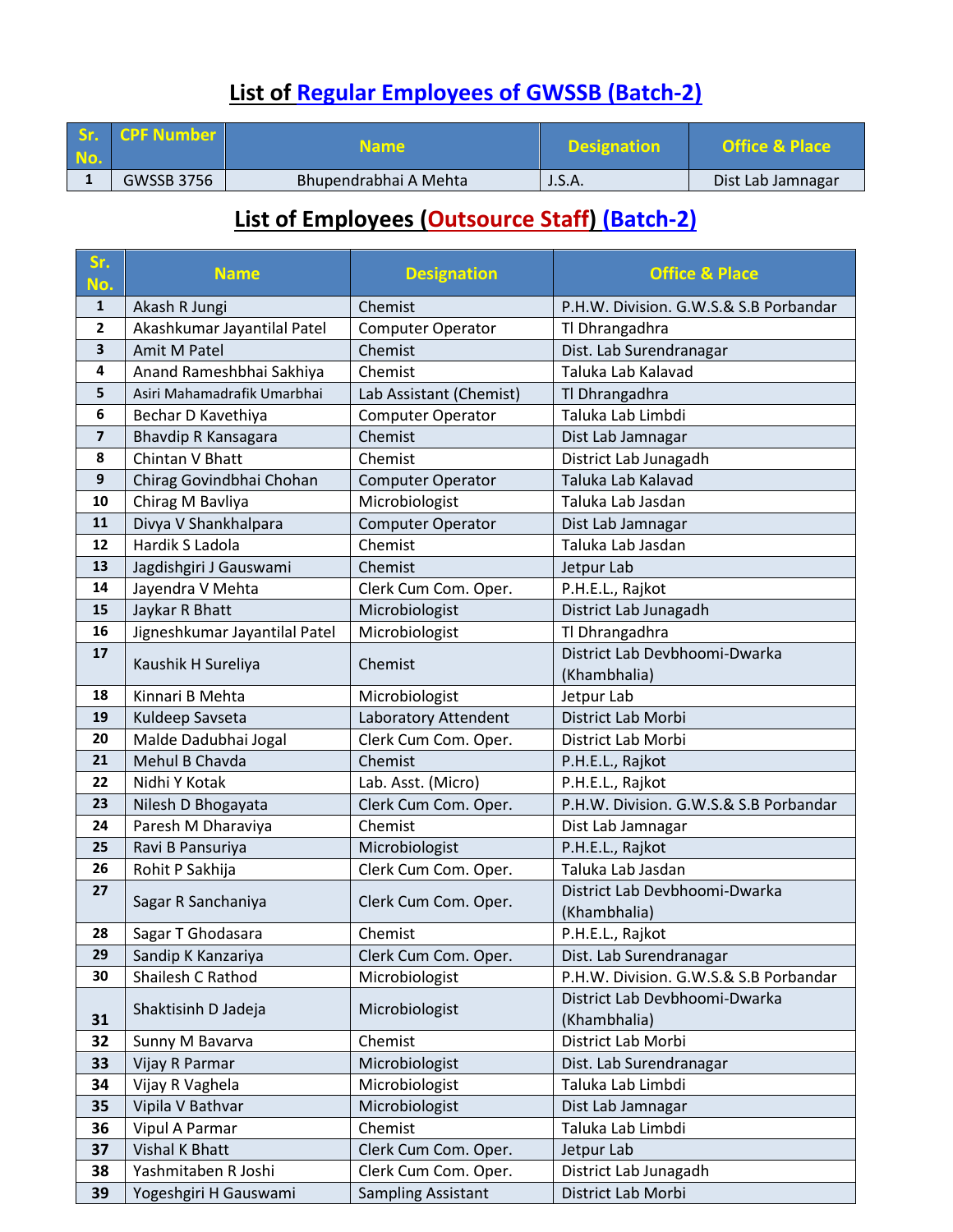## List of Regular Employees of GWSSB (Batch-2)

| Sr. No. | CPF Number | Name | Designation | Office & Place |
|---|---|---|---|---|
| 1 | GWSSB 3756 | Bhupendrabhai A Mehta | J.S.A. | Dist Lab Jamnagar |

## List of Employees (Outsource Staff) (Batch-2)

| Sr. No. | Name | Designation | Office & Place |
|---|---|---|---|
| 1 | Akash R Jungi | Chemist | P.H.W. Division. G.W.S.& S.B Porbandar |
| 2 | Akashkumar Jayantilal Patel | Computer Operator | Tl Dhrangadhra |
| 3 | Amit M Patel | Chemist | Dist. Lab Surendranagar |
| 4 | Anand Rameshbhai Sakhiya | Chemist | Taluka Lab Kalavad |
| 5 | Asiri Mahamadrafik Umarbhai | Lab Assistant (Chemist) | Tl Dhrangadhra |
| 6 | Bechar D Kavethiya | Computer Operator | Taluka Lab Limbdi |
| 7 | Bhavdip R Kansagara | Chemist | Dist Lab Jamnagar |
| 8 | Chintan V Bhatt | Chemist | District Lab Junagadh |
| 9 | Chirag Govindbhai Chohan | Computer Operator | Taluka Lab Kalavad |
| 10 | Chirag M Bavliya | Microbiologist | Taluka Lab Jasdan |
| 11 | Divya V Shankhalpara | Computer Operator | Dist Lab Jamnagar |
| 12 | Hardik S Ladola | Chemist | Taluka Lab Jasdan |
| 13 | Jagdishgiri J Gauswami | Chemist | Jetpur Lab |
| 14 | Jayendra V Mehta | Clerk Cum Com. Oper. | P.H.E.L., Rajkot |
| 15 | Jaykar R Bhatt | Microbiologist | District Lab Junagadh |
| 16 | Jigneshkumar Jayantilal Patel | Microbiologist | Tl Dhrangadhra |
| 17 | Kaushik H Sureliya | Chemist | District Lab Devbhoomi-Dwarka (Khambhalia) |
| 18 | Kinnari B Mehta | Microbiologist | Jetpur Lab |
| 19 | Kuldeep Savseta | Laboratory Attendent | District Lab Morbi |
| 20 | Malde Dadubhai Jogal | Clerk Cum Com. Oper. | District Lab Morbi |
| 21 | Mehul B Chavda | Chemist | P.H.E.L., Rajkot |
| 22 | Nidhi Y Kotak | Lab. Asst. (Micro) | P.H.E.L., Rajkot |
| 23 | Nilesh D Bhogayata | Clerk Cum Com. Oper. | P.H.W. Division. G.W.S.& S.B Porbandar |
| 24 | Paresh M Dharaviya | Chemist | Dist Lab Jamnagar |
| 25 | Ravi B Pansuriya | Microbiologist | P.H.E.L., Rajkot |
| 26 | Rohit P Sakhija | Clerk Cum Com. Oper. | Taluka Lab Jasdan |
| 27 | Sagar R Sanchaniya | Clerk Cum Com. Oper. | District Lab Devbhoomi-Dwarka (Khambhalia) |
| 28 | Sagar T Ghodasara | Chemist | P.H.E.L., Rajkot |
| 29 | Sandip K Kanzariya | Clerk Cum Com. Oper. | Dist. Lab Surendranagar |
| 30 | Shailesh C Rathod | Microbiologist | P.H.W. Division. G.W.S.& S.B Porbandar |
| 31 | Shaktisinh D Jadeja | Microbiologist | District Lab Devbhoomi-Dwarka (Khambhalia) |
| 32 | Sunny M Bavarva | Chemist | District Lab Morbi |
| 33 | Vijay R Parmar | Microbiologist | Dist. Lab Surendranagar |
| 34 | Vijay R Vaghela | Microbiologist | Taluka Lab Limbdi |
| 35 | Vipila V Bathvar | Microbiologist | Dist Lab Jamnagar |
| 36 | Vipul A Parmar | Chemist | Taluka Lab Limbdi |
| 37 | Vishal K Bhatt | Clerk Cum Com. Oper. | Jetpur Lab |
| 38 | Yashmitaben R Joshi | Clerk Cum Com. Oper. | District Lab Junagadh |
| 39 | Yogeshgiri H Gauswami | Sampling Assistant | District Lab Morbi |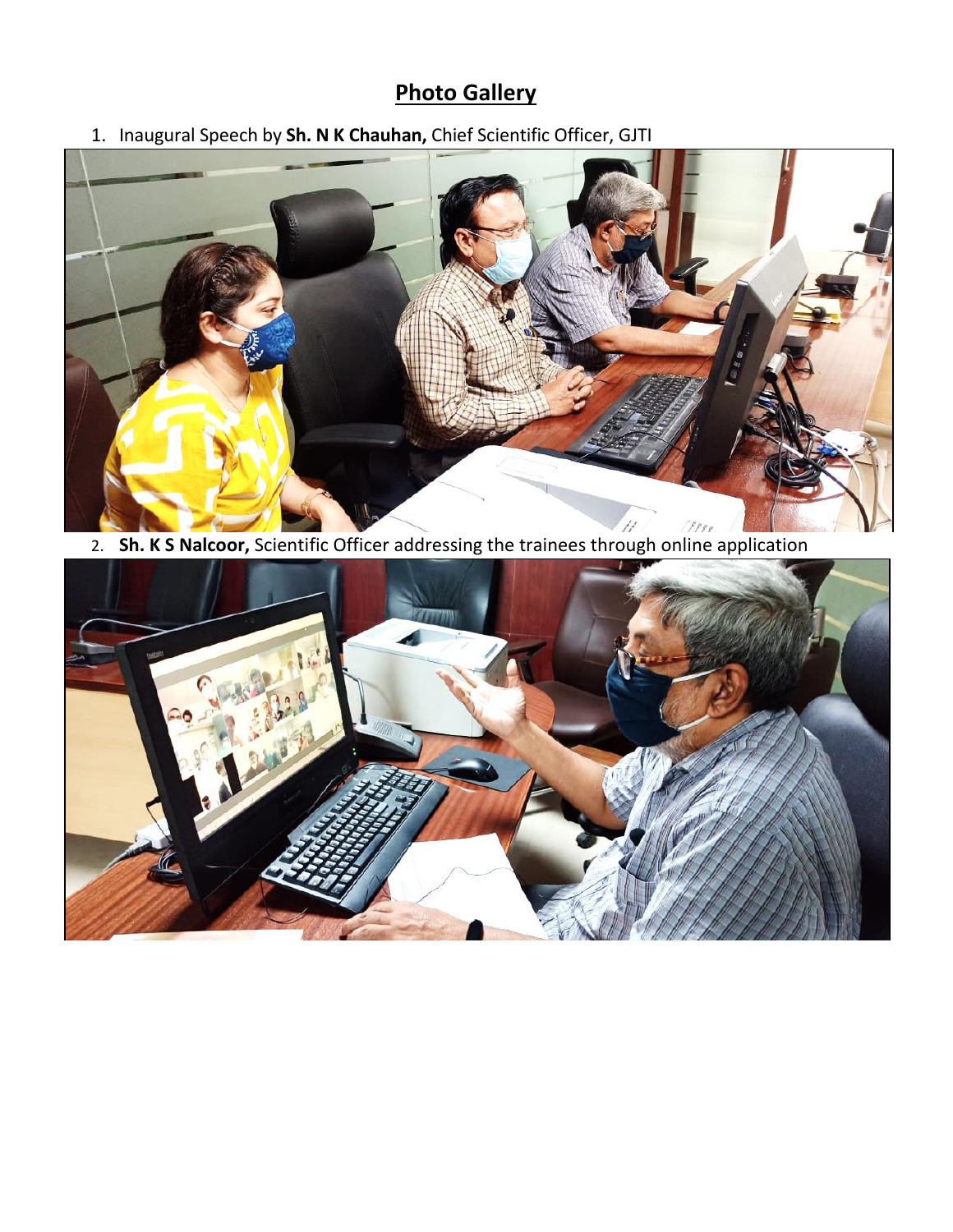# Photo Gallery

1. Inaugural Speech by **Sh. N K Chauhan,** Chief Scientific Officer, GJTI

2. **Sh. K S Nalcoor,** Scientific Officer addressing the trainees through online application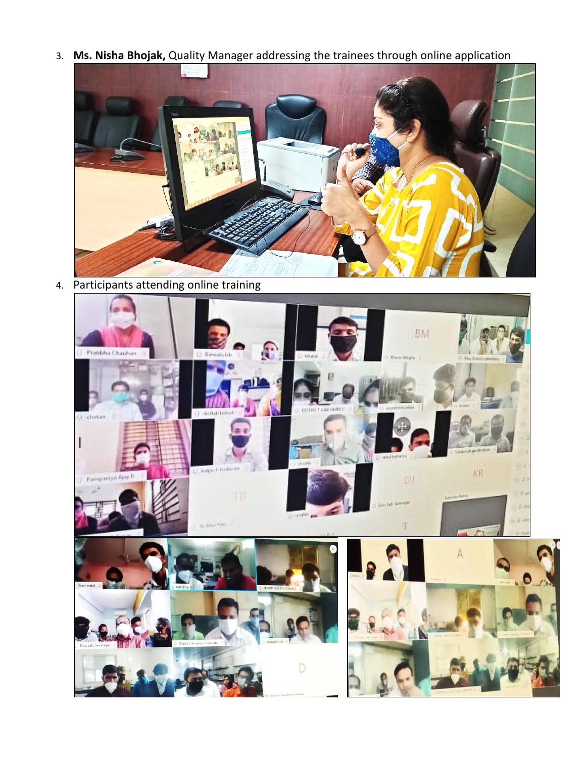3. **Ms. Nisha Bhojak,** Quality Manager addressing the trainees through online application

4. Participants attending online training